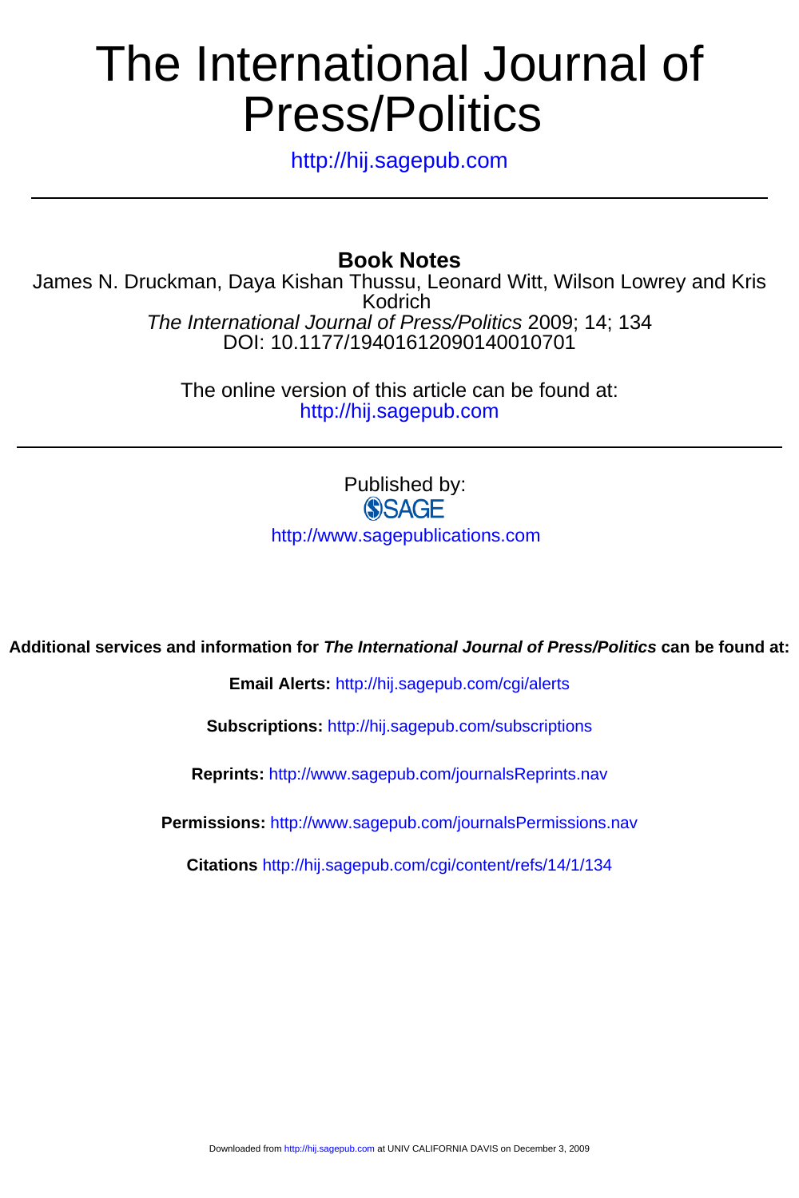# The International Journal of Press/Politics

http://hij.sagepub.com

---

## Book Notes

James N. Druckman, Daya Kishan Thussu, Leonard Witt, Wilson Lowrey and Kris Kodrich

*The International Journal of Press/Politics* 2009; 14; 134

DOI: 10.1177/1940161209014001070I

The online version of this article can be found at:
http://hij.sagepub.com

---

Published by:

SAGE

http://www.sagepublications.com

**Additional services and information for *The International Journal of Press/Politics* can be found at:**

**Email Alerts:** http://hij.sagepub.com/cgi/alerts

**Subscriptions:** http://hij.sagepub.com/subscriptions

**Reprints:** http://www.sagepub.com/journalsReprints.nav

**Permissions:** http://www.sagepub.com/journalsPermissions.nav

**Citations** http://hij.sagepub.com/cgi/content/refs/14/1/134

Downloaded from http://hij.sagepub.com at UNIV CALIFORNIA DAVIS on December 3, 2009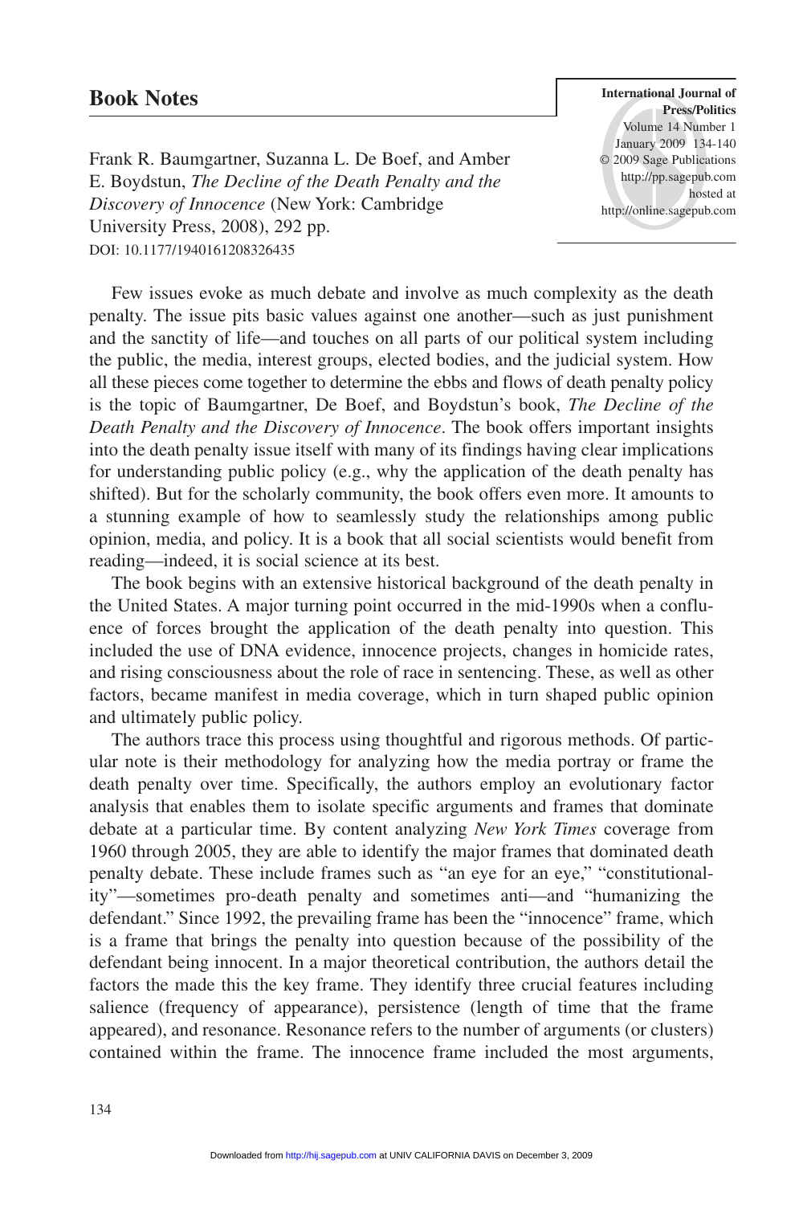## Book Notes

Frank R. Baumgartner, Suzanna L. De Boef, and Amber E. Boydstun, *The Decline of the Death Penalty and the Discovery of Innocence* (New York: Cambridge University Press, 2008), 292 pp.
DOI: 10.1177/1940161208326435

Few issues evoke as much debate and involve as much complexity as the death penalty. The issue pits basic values against one another—such as just punishment and the sanctity of life—and touches on all parts of our political system including the public, the media, interest groups, elected bodies, and the judicial system. How all these pieces come together to determine the ebbs and flows of death penalty policy is the topic of Baumgartner, De Boef, and Boydstun's book, *The Decline of the Death Penalty and the Discovery of Innocence*. The book offers important insights into the death penalty issue itself with many of its findings having clear implications for understanding public policy (e.g., why the application of the death penalty has shifted). But for the scholarly community, the book offers even more. It amounts to a stunning example of how to seamlessly study the relationships among public opinion, media, and policy. It is a book that all social scientists would benefit from reading—indeed, it is social science at its best.

The book begins with an extensive historical background of the death penalty in the United States. A major turning point occurred in the mid-1990s when a confluence of forces brought the application of the death penalty into question. This included the use of DNA evidence, innocence projects, changes in homicide rates, and rising consciousness about the role of race in sentencing. These, as well as other factors, became manifest in media coverage, which in turn shaped public opinion and ultimately public policy.

The authors trace this process using thoughtful and rigorous methods. Of particular note is their methodology for analyzing how the media portray or frame the death penalty over time. Specifically, the authors employ an evolutionary factor analysis that enables them to isolate specific arguments and frames that dominate debate at a particular time. By content analyzing *New York Times* coverage from 1960 through 2005, they are able to identify the major frames that dominated death penalty debate. These include frames such as "an eye for an eye," "constitutionality"—sometimes pro-death penalty and sometimes anti—and "humanizing the defendant." Since 1992, the prevailing frame has been the "innocence" frame, which is a frame that brings the penalty into question because of the possibility of the defendant being innocent. In a major theoretical contribution, the authors detail the factors the made this the key frame. They identify three crucial features including salience (frequency of appearance), persistence (length of time that the frame appeared), and resonance. Resonance refers to the number of arguments (or clusters) contained within the frame. The innocence frame included the most arguments,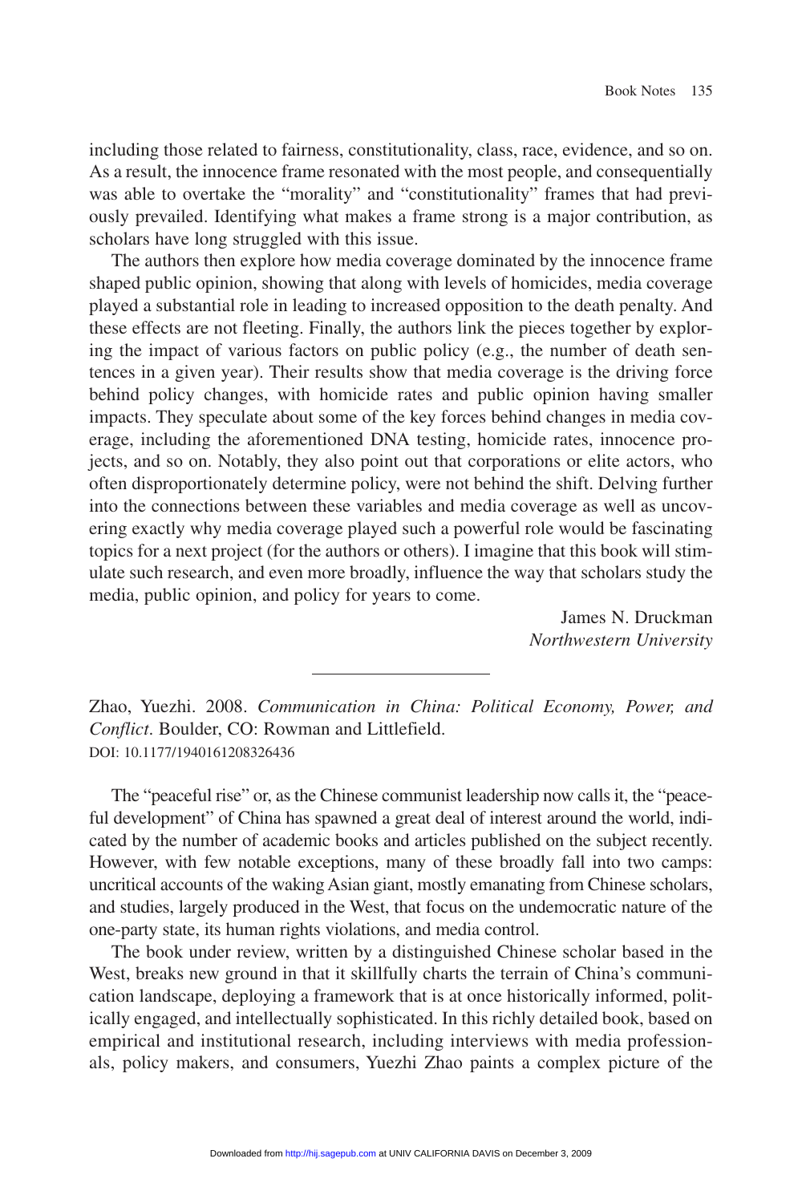including those related to fairness, constitutionality, class, race, evidence, and so on. As a result, the innocence frame resonated with the most people, and consequentially was able to overtake the "morality" and "constitutionality" frames that had previously prevailed. Identifying what makes a frame strong is a major contribution, as scholars have long struggled with this issue.

The authors then explore how media coverage dominated by the innocence frame shaped public opinion, showing that along with levels of homicides, media coverage played a substantial role in leading to increased opposition to the death penalty. And these effects are not fleeting. Finally, the authors link the pieces together by exploring the impact of various factors on public policy (e.g., the number of death sentences in a given year). Their results show that media coverage is the driving force behind policy changes, with homicide rates and public opinion having smaller impacts. They speculate about some of the key forces behind changes in media coverage, including the aforementioned DNA testing, homicide rates, innocence projects, and so on. Notably, they also point out that corporations or elite actors, who often disproportionately determine policy, were not behind the shift. Delving further into the connections between these variables and media coverage as well as uncovering exactly why media coverage played such a powerful role would be fascinating topics for a next project (for the authors or others). I imagine that this book will stimulate such research, and even more broadly, influence the way that scholars study the media, public opinion, and policy for years to come.

James N. Druckman
*Northwestern University*

---

Zhao, Yuezhi. 2008. *Communication in China: Political Economy, Power, and Conflict*. Boulder, CO: Rowman and Littlefield.
DOI: 10.1177/1940161208326436

The "peaceful rise" or, as the Chinese communist leadership now calls it, the "peaceful development" of China has spawned a great deal of interest around the world, indicated by the number of academic books and articles published on the subject recently. However, with few notable exceptions, many of these broadly fall into two camps: uncritical accounts of the waking Asian giant, mostly emanating from Chinese scholars, and studies, largely produced in the West, that focus on the undemocratic nature of the one-party state, its human rights violations, and media control.

The book under review, written by a distinguished Chinese scholar based in the West, breaks new ground in that it skillfully charts the terrain of China's communication landscape, deploying a framework that is at once historically informed, politically engaged, and intellectually sophisticated. In this richly detailed book, based on empirical and institutional research, including interviews with media professionals, policy makers, and consumers, Yuezhi Zhao paints a complex picture of the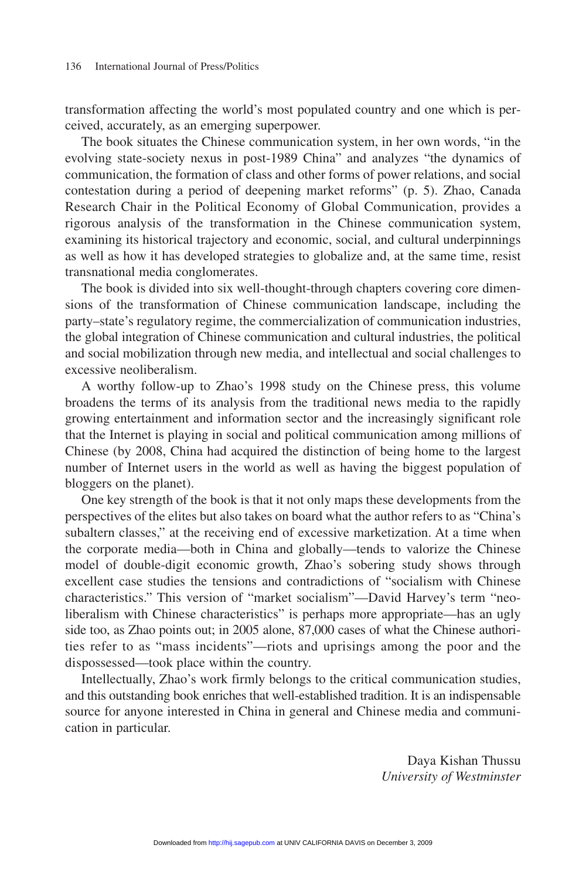transformation affecting the world's most populated country and one which is perceived, accurately, as an emerging superpower.

The book situates the Chinese communication system, in her own words, "in the evolving state-society nexus in post-1989 China" and analyzes "the dynamics of communication, the formation of class and other forms of power relations, and social contestation during a period of deepening market reforms" (p. 5). Zhao, Canada Research Chair in the Political Economy of Global Communication, provides a rigorous analysis of the transformation in the Chinese communication system, examining its historical trajectory and economic, social, and cultural underpinnings as well as how it has developed strategies to globalize and, at the same time, resist transnational media conglomerates.

The book is divided into six well-thought-through chapters covering core dimensions of the transformation of Chinese communication landscape, including the party–state's regulatory regime, the commercialization of communication industries, the global integration of Chinese communication and cultural industries, the political and social mobilization through new media, and intellectual and social challenges to excessive neoliberalism.

A worthy follow-up to Zhao's 1998 study on the Chinese press, this volume broadens the terms of its analysis from the traditional news media to the rapidly growing entertainment and information sector and the increasingly significant role that the Internet is playing in social and political communication among millions of Chinese (by 2008, China had acquired the distinction of being home to the largest number of Internet users in the world as well as having the biggest population of bloggers on the planet).

One key strength of the book is that it not only maps these developments from the perspectives of the elites but also takes on board what the author refers to as "China's subaltern classes," at the receiving end of excessive marketization. At a time when the corporate media—both in China and globally—tends to valorize the Chinese model of double-digit economic growth, Zhao's sobering study shows through excellent case studies the tensions and contradictions of "socialism with Chinese characteristics." This version of "market socialism"—David Harvey's term "neoliberalism with Chinese characteristics" is perhaps more appropriate—has an ugly side too, as Zhao points out; in 2005 alone, 87,000 cases of what the Chinese authorities refer to as "mass incidents"—riots and uprisings among the poor and the dispossessed—took place within the country.

Intellectually, Zhao's work firmly belongs to the critical communication studies, and this outstanding book enriches that well-established tradition. It is an indispensable source for anyone interested in China in general and Chinese media and communication in particular.

Daya Kishan Thussu
*University of Westminster*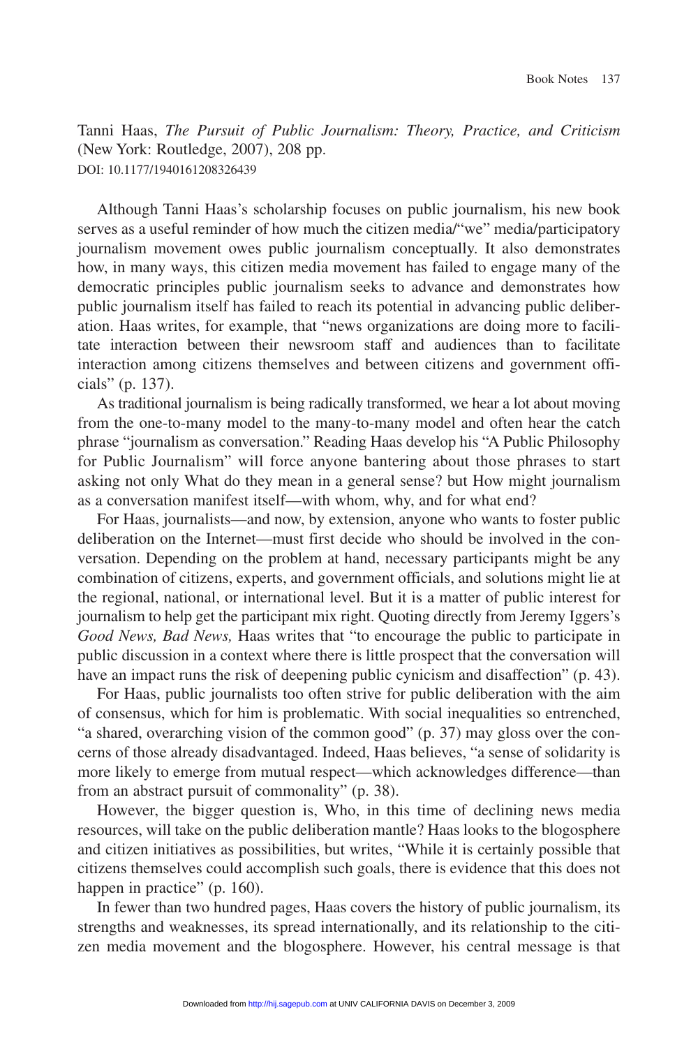Tanni Haas, *The Pursuit of Public Journalism: Theory, Practice, and Criticism* (New York: Routledge, 2007), 208 pp.
DOI: 10.1177/1940161208326439

Although Tanni Haas's scholarship focuses on public journalism, his new book serves as a useful reminder of how much the citizen media/"we" media/participatory journalism movement owes public journalism conceptually. It also demonstrates how, in many ways, this citizen media movement has failed to engage many of the democratic principles public journalism seeks to advance and demonstrates how public journalism itself has failed to reach its potential in advancing public deliberation. Haas writes, for example, that "news organizations are doing more to facilitate interaction between their newsroom staff and audiences than to facilitate interaction among citizens themselves and between citizens and government officials" (p. 137).

As traditional journalism is being radically transformed, we hear a lot about moving from the one-to-many model to the many-to-many model and often hear the catch phrase "journalism as conversation." Reading Haas develop his "A Public Philosophy for Public Journalism" will force anyone bantering about those phrases to start asking not only What do they mean in a general sense? but How might journalism as a conversation manifest itself—with whom, why, and for what end?

For Haas, journalists—and now, by extension, anyone who wants to foster public deliberation on the Internet—must first decide who should be involved in the conversation. Depending on the problem at hand, necessary participants might be any combination of citizens, experts, and government officials, and solutions might lie at the regional, national, or international level. But it is a matter of public interest for journalism to help get the participant mix right. Quoting directly from Jeremy Iggers's *Good News, Bad News,* Haas writes that "to encourage the public to participate in public discussion in a context where there is little prospect that the conversation will have an impact runs the risk of deepening public cynicism and disaffection" (p. 43).

For Haas, public journalists too often strive for public deliberation with the aim of consensus, which for him is problematic. With social inequalities so entrenched, "a shared, overarching vision of the common good" (p. 37) may gloss over the concerns of those already disadvantaged. Indeed, Haas believes, "a sense of solidarity is more likely to emerge from mutual respect—which acknowledges difference—than from an abstract pursuit of commonality" (p. 38).

However, the bigger question is, Who, in this time of declining news media resources, will take on the public deliberation mantle? Haas looks to the blogosphere and citizen initiatives as possibilities, but writes, "While it is certainly possible that citizens themselves could accomplish such goals, there is evidence that this does not happen in practice" (p. 160).

In fewer than two hundred pages, Haas covers the history of public journalism, its strengths and weaknesses, its spread internationally, and its relationship to the citizen media movement and the blogosphere. However, his central message is that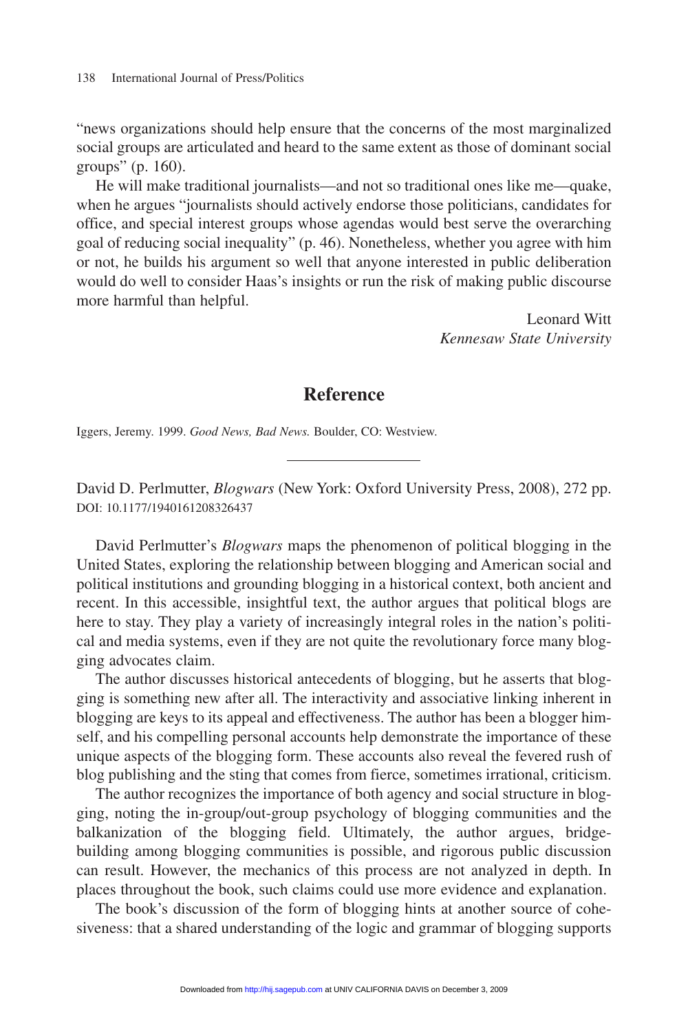"news organizations should help ensure that the concerns of the most marginalized social groups are articulated and heard to the same extent as those of dominant social groups" (p. 160).

He will make traditional journalists—and not so traditional ones like me—quake, when he argues "journalists should actively endorse those politicians, candidates for office, and special interest groups whose agendas would best serve the overarching goal of reducing social inequality" (p. 46). Nonetheless, whether you agree with him or not, he builds his argument so well that anyone interested in public deliberation would do well to consider Haas's insights or run the risk of making public discourse more harmful than helpful.

Leonard Witt
*Kennesaw State University*

## Reference

Iggers, Jeremy. 1999. *Good News, Bad News.* Boulder, CO: Westview.

---

David D. Perlmutter, *Blogwars* (New York: Oxford University Press, 2008), 272 pp.
DOI: 10.1177/1940161208326437

David Perlmutter's *Blogwars* maps the phenomenon of political blogging in the United States, exploring the relationship between blogging and American social and political institutions and grounding blogging in a historical context, both ancient and recent. In this accessible, insightful text, the author argues that political blogs are here to stay. They play a variety of increasingly integral roles in the nation's political and media systems, even if they are not quite the revolutionary force many blogging advocates claim.

The author discusses historical antecedents of blogging, but he asserts that blogging is something new after all. The interactivity and associative linking inherent in blogging are keys to its appeal and effectiveness. The author has been a blogger himself, and his compelling personal accounts help demonstrate the importance of these unique aspects of the blogging form. These accounts also reveal the fevered rush of blog publishing and the sting that comes from fierce, sometimes irrational, criticism.

The author recognizes the importance of both agency and social structure in blogging, noting the in-group/out-group psychology of blogging communities and the balkanization of the blogging field. Ultimately, the author argues, bridge-building among blogging communities is possible, and rigorous public discussion can result. However, the mechanics of this process are not analyzed in depth. In places throughout the book, such claims could use more evidence and explanation.

The book's discussion of the form of blogging hints at another source of cohesiveness: that a shared understanding of the logic and grammar of blogging supports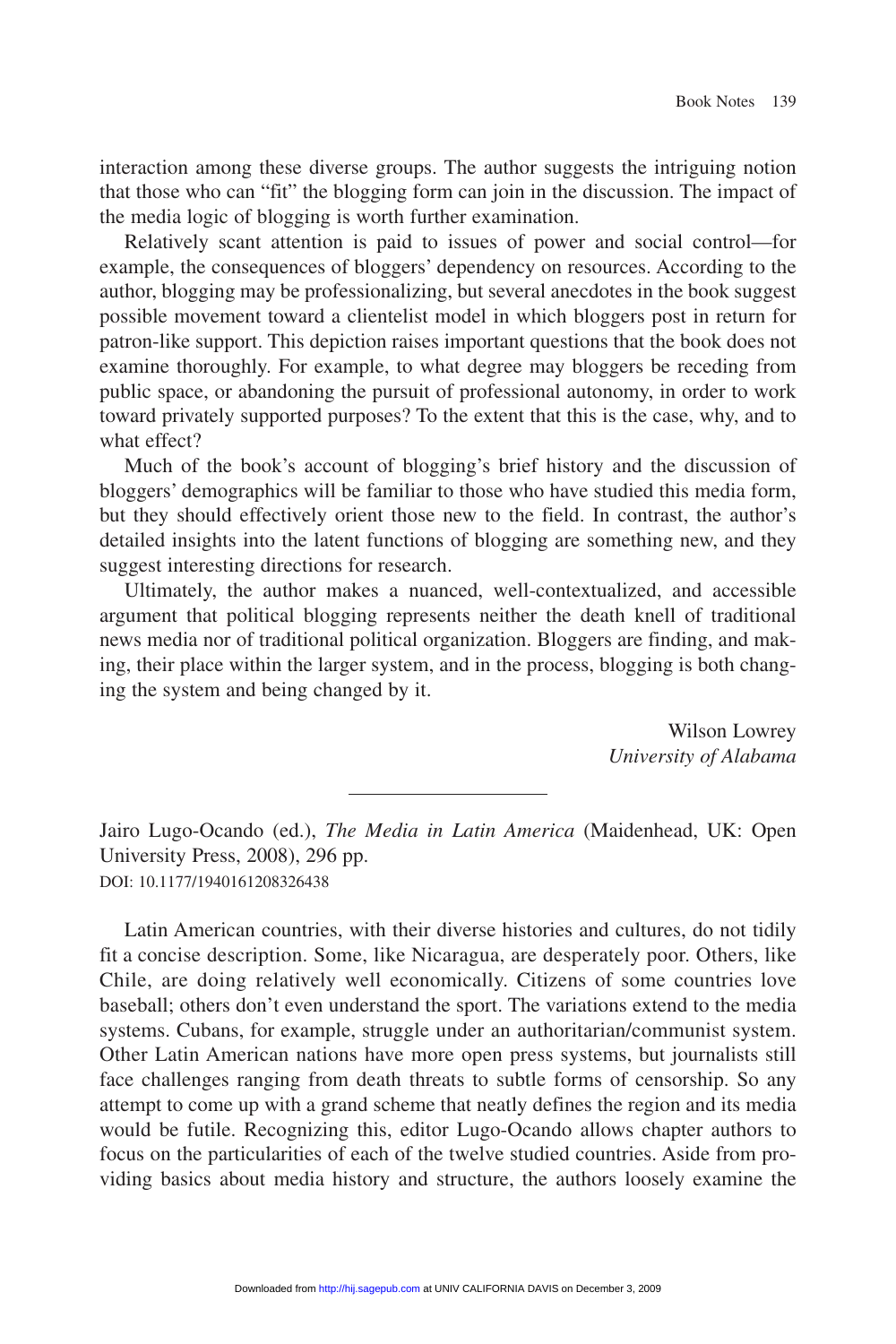interaction among these diverse groups. The author suggests the intriguing notion that those who can "fit" the blogging form can join in the discussion. The impact of the media logic of blogging is worth further examination.

Relatively scant attention is paid to issues of power and social control—for example, the consequences of bloggers' dependency on resources. According to the author, blogging may be professionalizing, but several anecdotes in the book suggest possible movement toward a clientelist model in which bloggers post in return for patron-like support. This depiction raises important questions that the book does not examine thoroughly. For example, to what degree may bloggers be receding from public space, or abandoning the pursuit of professional autonomy, in order to work toward privately supported purposes? To the extent that this is the case, why, and to what effect?

Much of the book's account of blogging's brief history and the discussion of bloggers' demographics will be familiar to those who have studied this media form, but they should effectively orient those new to the field. In contrast, the author's detailed insights into the latent functions of blogging are something new, and they suggest interesting directions for research.

Ultimately, the author makes a nuanced, well-contextualized, and accessible argument that political blogging represents neither the death knell of traditional news media nor of traditional political organization. Bloggers are finding, and making, their place within the larger system, and in the process, blogging is both changing the system and being changed by it.

Wilson Lowrey
*University of Alabama*

---

Jairo Lugo-Ocando (ed.), *The Media in Latin America* (Maidenhead, UK: Open University Press, 2008), 296 pp.
DOI: 10.1177/1940161208326438

Latin American countries, with their diverse histories and cultures, do not tidily fit a concise description. Some, like Nicaragua, are desperately poor. Others, like Chile, are doing relatively well economically. Citizens of some countries love baseball; others don't even understand the sport. The variations extend to the media systems. Cubans, for example, struggle under an authoritarian/communist system. Other Latin American nations have more open press systems, but journalists still face challenges ranging from death threats to subtle forms of censorship. So any attempt to come up with a grand scheme that neatly defines the region and its media would be futile. Recognizing this, editor Lugo-Ocando allows chapter authors to focus on the particularities of each of the twelve studied countries. Aside from providing basics about media history and structure, the authors loosely examine the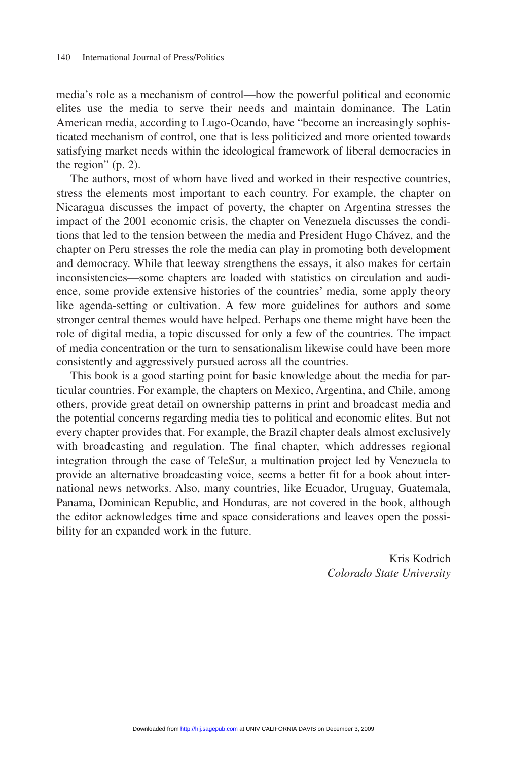media's role as a mechanism of control—how the powerful political and economic elites use the media to serve their needs and maintain dominance. The Latin American media, according to Lugo-Ocando, have "become an increasingly sophisticated mechanism of control, one that is less politicized and more oriented towards satisfying market needs within the ideological framework of liberal democracies in the region" (p. 2).

The authors, most of whom have lived and worked in their respective countries, stress the elements most important to each country. For example, the chapter on Nicaragua discusses the impact of poverty, the chapter on Argentina stresses the impact of the 2001 economic crisis, the chapter on Venezuela discusses the conditions that led to the tension between the media and President Hugo Chávez, and the chapter on Peru stresses the role the media can play in promoting both development and democracy. While that leeway strengthens the essays, it also makes for certain inconsistencies—some chapters are loaded with statistics on circulation and audience, some provide extensive histories of the countries' media, some apply theory like agenda-setting or cultivation. A few more guidelines for authors and some stronger central themes would have helped. Perhaps one theme might have been the role of digital media, a topic discussed for only a few of the countries. The impact of media concentration or the turn to sensationalism likewise could have been more consistently and aggressively pursued across all the countries.

This book is a good starting point for basic knowledge about the media for particular countries. For example, the chapters on Mexico, Argentina, and Chile, among others, provide great detail on ownership patterns in print and broadcast media and the potential concerns regarding media ties to political and economic elites. But not every chapter provides that. For example, the Brazil chapter deals almost exclusively with broadcasting and regulation. The final chapter, which addresses regional integration through the case of TeleSur, a multination project led by Venezuela to provide an alternative broadcasting voice, seems a better fit for a book about international news networks. Also, many countries, like Ecuador, Uruguay, Guatemala, Panama, Dominican Republic, and Honduras, are not covered in the book, although the editor acknowledges time and space considerations and leaves open the possibility for an expanded work in the future.

Kris Kodrich
*Colorado State University*